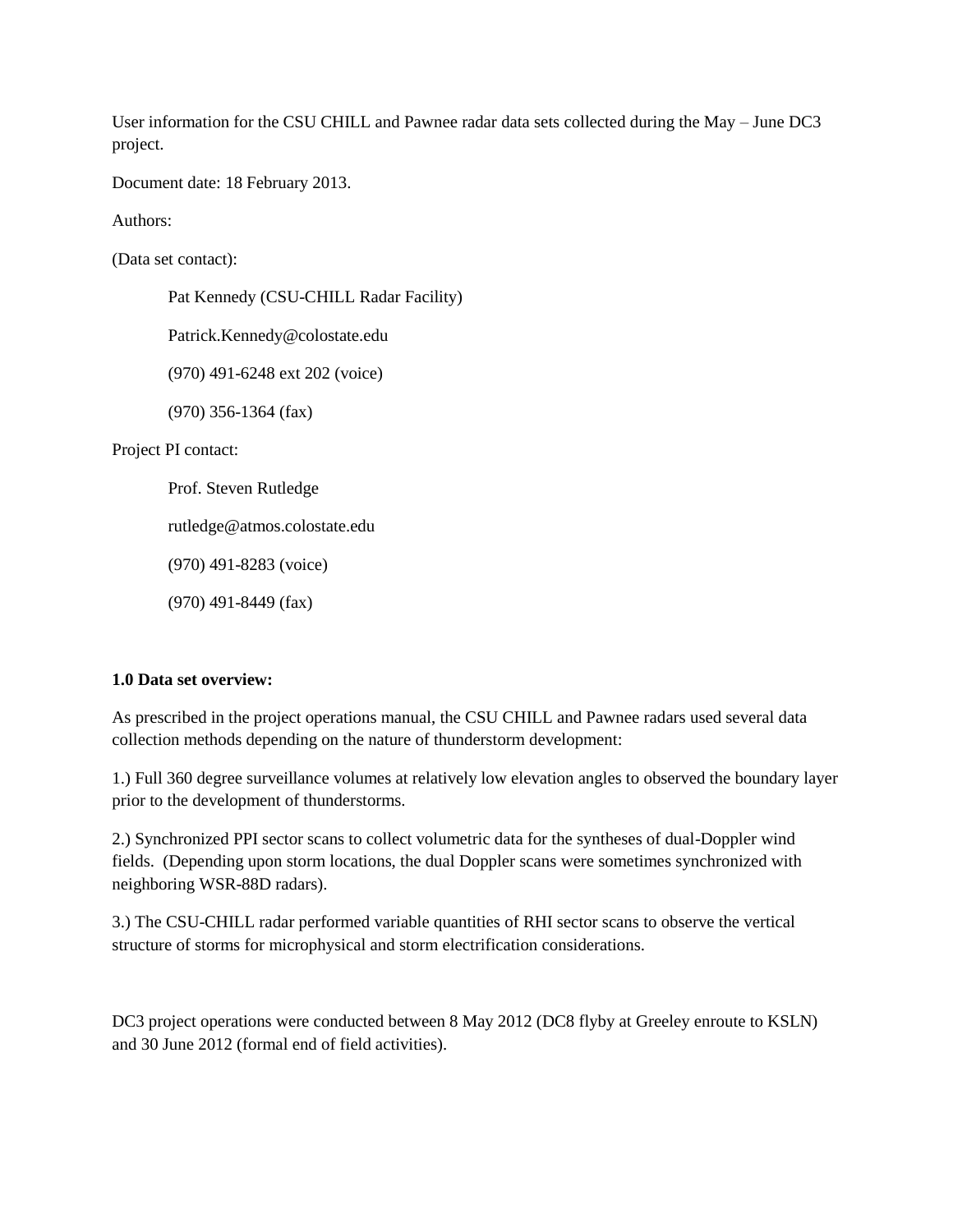User information for the CSU CHILL and Pawnee radar data sets collected during the May – June DC3 project.

Document date: 18 February 2013.

Authors:

(Data set contact):

> Pat Kennedy (CSU-CHILL Radar Facility)
>
> Patrick.Kennedy@colostate.edu
>
> (970) 491-6248 ext 202 (voice)
>
> (970) 356-1364 (fax)

Project PI contact:

> Prof. Steven Rutledge
>
> rutledge@atmos.colostate.edu
>
> (970) 491-8283 (voice)
>
> (970) 491-8449 (fax)

## 1.0 Data set overview:

As prescribed in the project operations manual, the CSU CHILL and Pawnee radars used several data collection methods depending on the nature of thunderstorm development:

1.) Full 360 degree surveillance volumes at relatively low elevation angles to observed the boundary layer prior to the development of thunderstorms.

2.) Synchronized PPI sector scans to collect volumetric data for the syntheses of dual-Doppler wind fields. (Depending upon storm locations, the dual Doppler scans were sometimes synchronized with neighboring WSR-88D radars).

3.) The CSU-CHILL radar performed variable quantities of RHI sector scans to observe the vertical structure of storms for microphysical and storm electrification considerations.

DC3 project operations were conducted between 8 May 2012 (DC8 flyby at Greeley enroute to KSLN) and 30 June 2012 (formal end of field activities).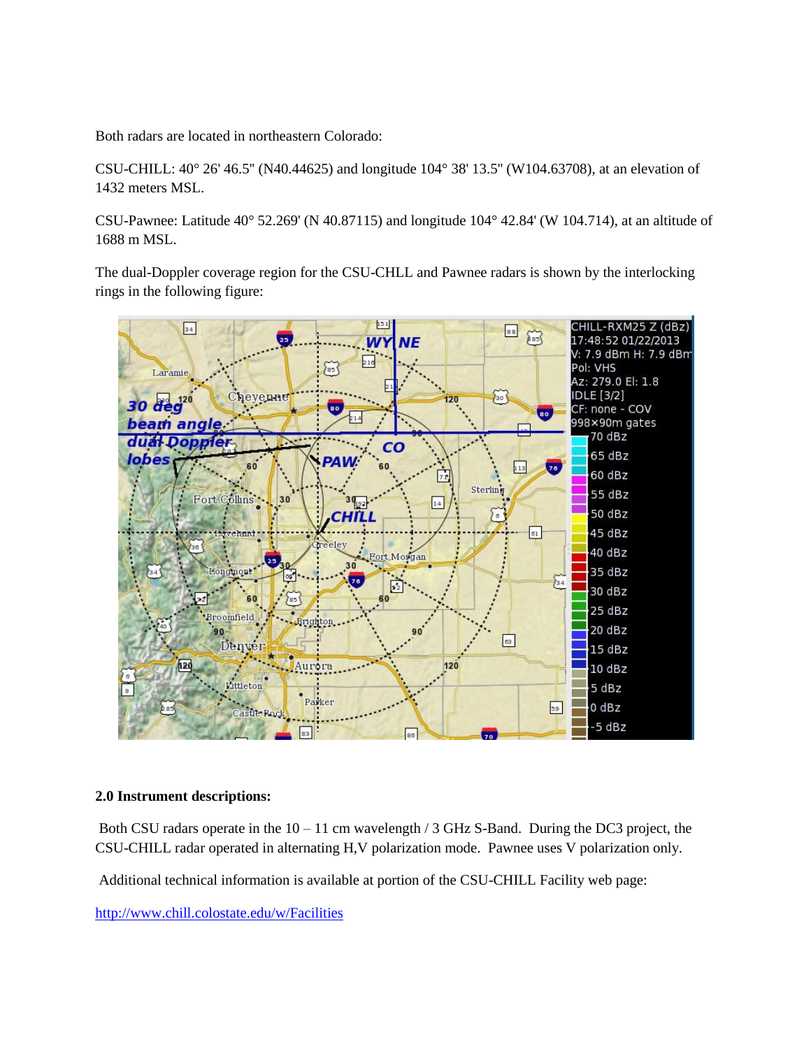Both radars are located in northeastern Colorado:

CSU-CHILL: 40° 26' 46.5" (N40.44625) and longitude 104° 38' 13.5" (W104.63708), at an elevation of 1432 meters MSL.

CSU-Pawnee: Latitude 40° 52.269' (N 40.87115) and longitude 104° 42.84' (W 104.714), at an altitude of 1688 m MSL.

The dual-Doppler coverage region for the CSU-CHLL and Pawnee radars is shown by the interlocking rings in the following figure:

## 2.0 Instrument descriptions:

Both CSU radars operate in the 10 – 11 cm wavelength / 3 GHz S-Band. During the DC3 project, the CSU-CHILL radar operated in alternating H,V polarization mode. Pawnee uses V polarization only.

Additional technical information is available at portion of the CSU-CHILL Facility web page:

http://www.chill.colostate.edu/w/Facilities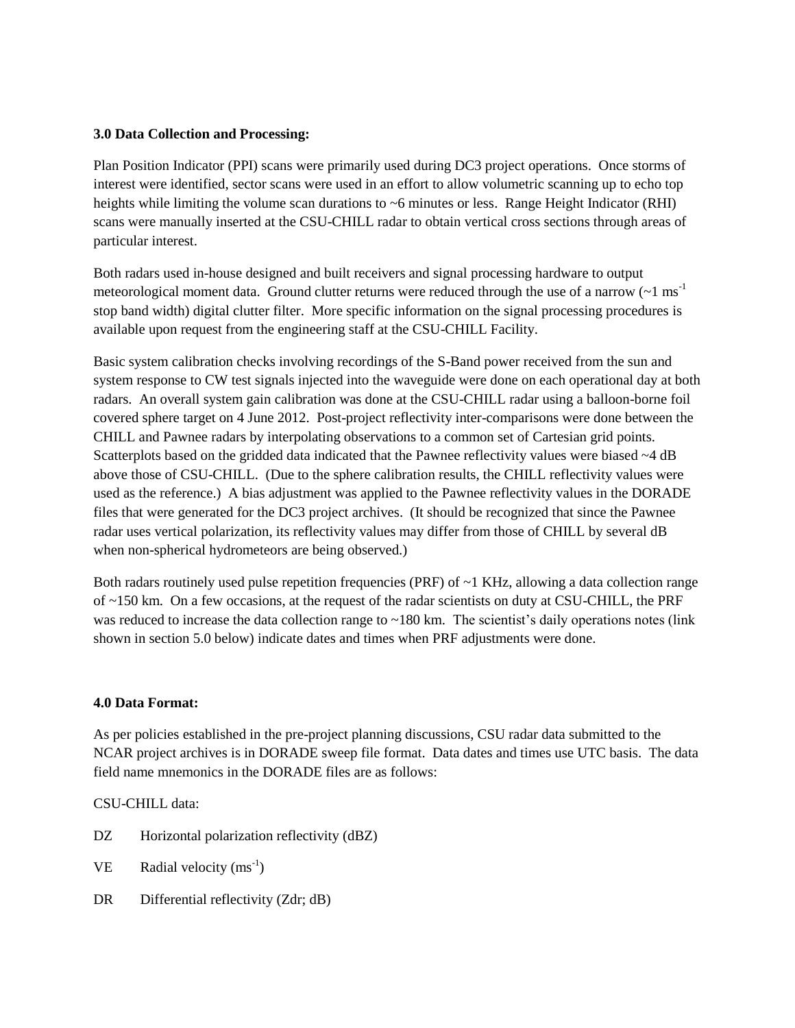**3.0 Data Collection and Processing:**

Plan Position Indicator (PPI) scans were primarily used during DC3 project operations. Once storms of interest were identified, sector scans were used in an effort to allow volumetric scanning up to echo top heights while limiting the volume scan durations to ~6 minutes or less. Range Height Indicator (RHI) scans were manually inserted at the CSU-CHILL radar to obtain vertical cross sections through areas of particular interest.

Both radars used in-house designed and built receivers and signal processing hardware to output meteorological moment data. Ground clutter returns were reduced through the use of a narrow (~1 $ms^{-1}$ stop band width) digital clutter filter. More specific information on the signal processing procedures is available upon request from the engineering staff at the CSU-CHILL Facility.

Basic system calibration checks involving recordings of the S-Band power received from the sun and system response to CW test signals injected into the waveguide were done on each operational day at both radars. An overall system gain calibration was done at the CSU-CHILL radar using a balloon-borne foil covered sphere target on 4 June 2012. Post-project reflectivity inter-comparisons were done between the CHILL and Pawnee radars by interpolating observations to a common set of Cartesian grid points. Scatterplots based on the gridded data indicated that the Pawnee reflectivity values were biased ~4 dB above those of CSU-CHILL. (Due to the sphere calibration results, the CHILL reflectivity values were used as the reference.) A bias adjustment was applied to the Pawnee reflectivity values in the DORADE files that were generated for the DC3 project archives. (It should be recognized that since the Pawnee radar uses vertical polarization, its reflectivity values may differ from those of CHILL by several dB when non-spherical hydrometeors are being observed.)

Both radars routinely used pulse repetition frequencies (PRF) of ~1 KHz, allowing a data collection range of ~150 km. On a few occasions, at the request of the radar scientists on duty at CSU-CHILL, the PRF was reduced to increase the data collection range to ~180 km. The scientist's daily operations notes (link shown in section 5.0 below) indicate dates and times when PRF adjustments were done.

**4.0 Data Format:**

As per policies established in the pre-project planning discussions, CSU radar data submitted to the NCAR project archives is in DORADE sweep file format. Data dates and times use UTC basis. The data field name mnemonics in the DORADE files are as follows:

CSU-CHILL data:

DZ Horizontal polarization reflectivity (dBZ)

VE Radial velocity ($ms^{-1}$)

DR Differential reflectivity (Zdr; dB)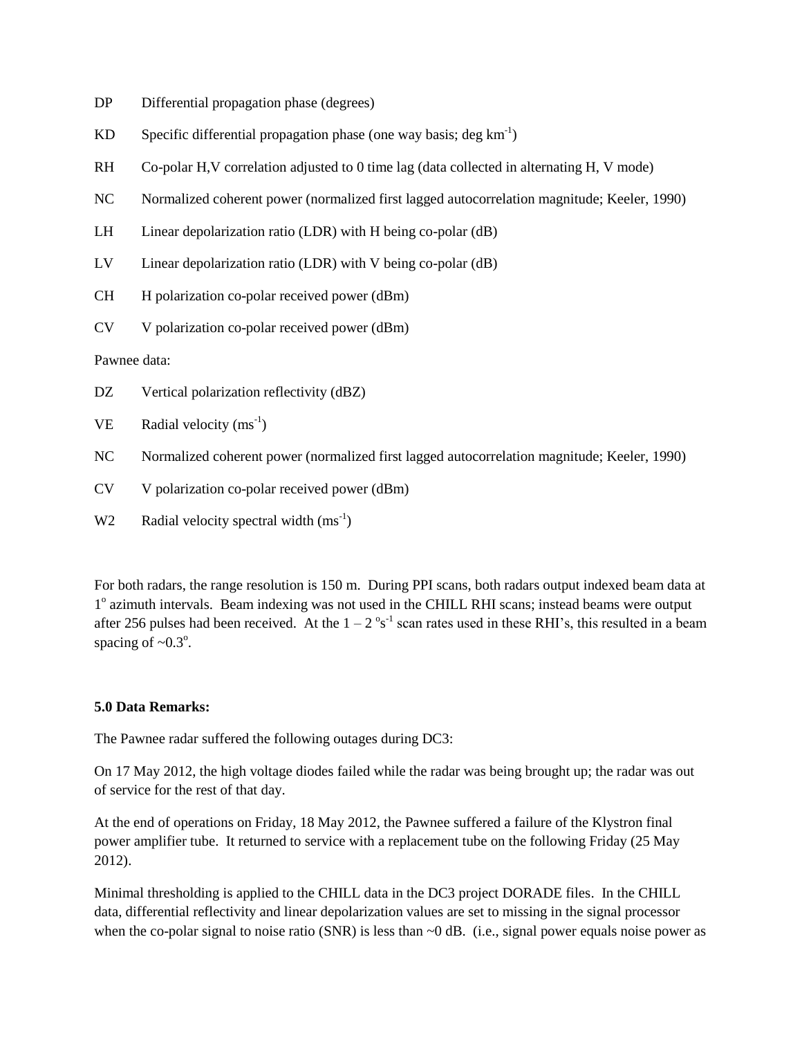DP Differential propagation phase (degrees)

KD Specific differential propagation phase (one way basis; deg $km^{-1}$)

RH Co-polar H,V correlation adjusted to 0 time lag (data collected in alternating H, V mode)

NC Normalized coherent power (normalized first lagged autocorrelation magnitude; Keeler, 1990)

LH Linear depolarization ratio (LDR) with H being co-polar (dB)

LV Linear depolarization ratio (LDR) with V being co-polar (dB)

CH H polarization co-polar received power (dBm)

CV V polarization co-polar received power (dBm)

Pawnee data:

DZ Vertical polarization reflectivity (dBZ)

VE Radial velocity ($ms^{-1}$)

NC Normalized coherent power (normalized first lagged autocorrelation magnitude; Keeler, 1990)

CV V polarization co-polar received power (dBm)

W2 Radial velocity spectral width ($ms^{-1}$)

For both radars, the range resolution is 150 m. During PPI scans, both radars output indexed beam data at $1^o$ azimuth intervals. Beam indexing was not used in the CHILL RHI scans; instead beams were output after 256 pulses had been received. At the $1 – 2\ ^o s^{-1}$ scan rates used in these RHI's, this resulted in a beam spacing of ~$0.3^o$.

**5.0 Data Remarks:**

The Pawnee radar suffered the following outages during DC3:

On 17 May 2012, the high voltage diodes failed while the radar was being brought up; the radar was out of service for the rest of that day.

At the end of operations on Friday, 18 May 2012, the Pawnee suffered a failure of the Klystron final power amplifier tube. It returned to service with a replacement tube on the following Friday (25 May 2012).

Minimal thresholding is applied to the CHILL data in the DC3 project DORADE files. In the CHILL data, differential reflectivity and linear depolarization values are set to missing in the signal processor when the co-polar signal to noise ratio (SNR) is less than ~0 dB. (i.e., signal power equals noise power as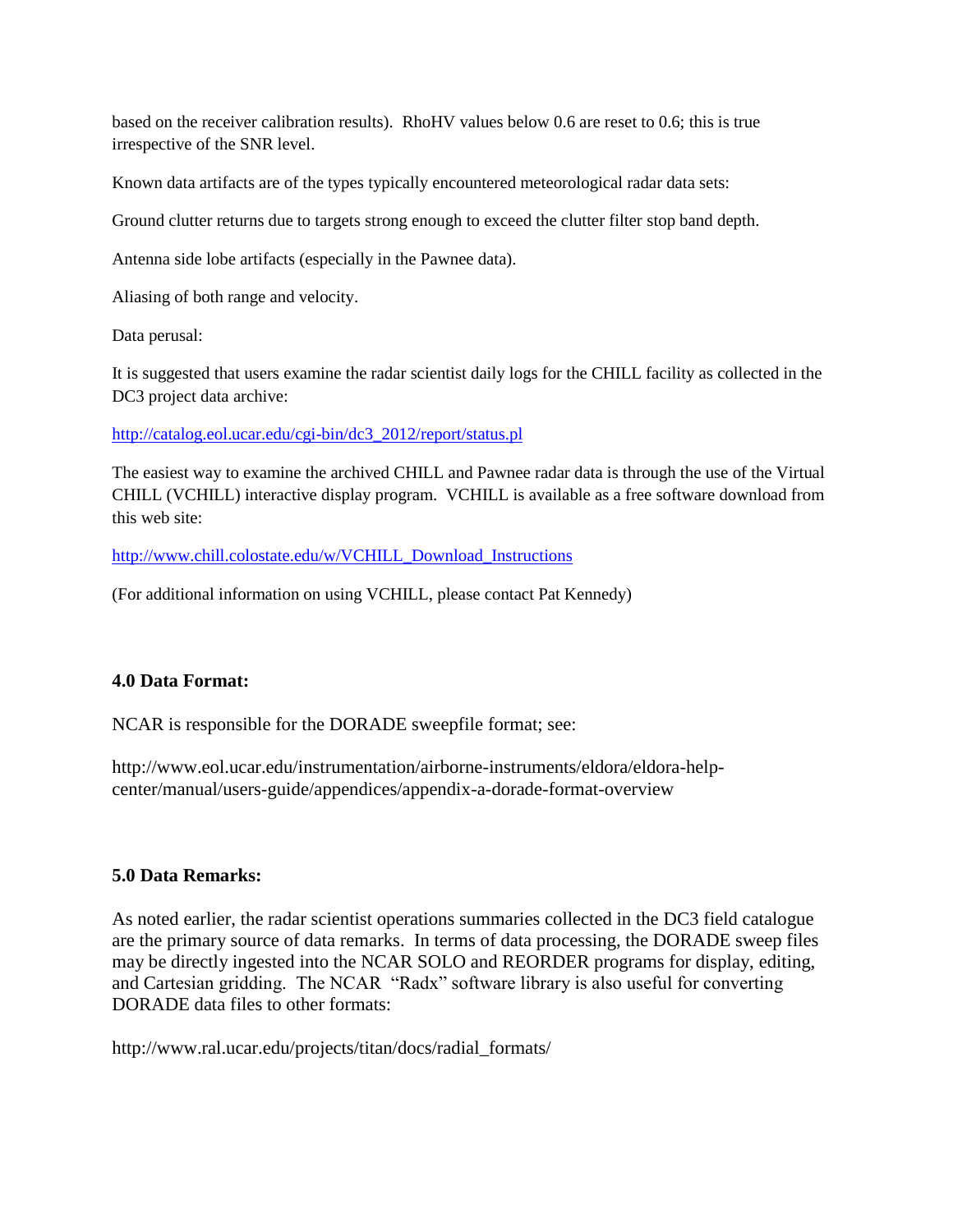based on the receiver calibration results). RhoHV values below 0.6 are reset to 0.6; this is true irrespective of the SNR level.

Known data artifacts are of the types typically encountered meteorological radar data sets:

Ground clutter returns due to targets strong enough to exceed the clutter filter stop band depth.

Antenna side lobe artifacts (especially in the Pawnee data).

Aliasing of both range and velocity.

Data perusal:

It is suggested that users examine the radar scientist daily logs for the CHILL facility as collected in the DC3 project data archive:

http://catalog.eol.ucar.edu/cgi-bin/dc3_2012/report/status.pl

The easiest way to examine the archived CHILL and Pawnee radar data is through the use of the Virtual CHILL (VCHILL) interactive display program. VCHILL is available as a free software download from this web site:

http://www.chill.colostate.edu/w/VCHILL_Download_Instructions

(For additional information on using VCHILL, please contact Pat Kennedy)

## 4.0 Data Format:

NCAR is responsible for the DORADE sweepfile format; see:

http://www.eol.ucar.edu/instrumentation/airborne-instruments/eldora/eldora-help-center/manual/users-guide/appendices/appendix-a-dorade-format-overview

## 5.0 Data Remarks:

As noted earlier, the radar scientist operations summaries collected in the DC3 field catalogue are the primary source of data remarks. In terms of data processing, the DORADE sweep files may be directly ingested into the NCAR SOLO and REORDER programs for display, editing, and Cartesian gridding. The NCAR "Radx" software library is also useful for converting DORADE data files to other formats:

http://www.ral.ucar.edu/projects/titan/docs/radial_formats/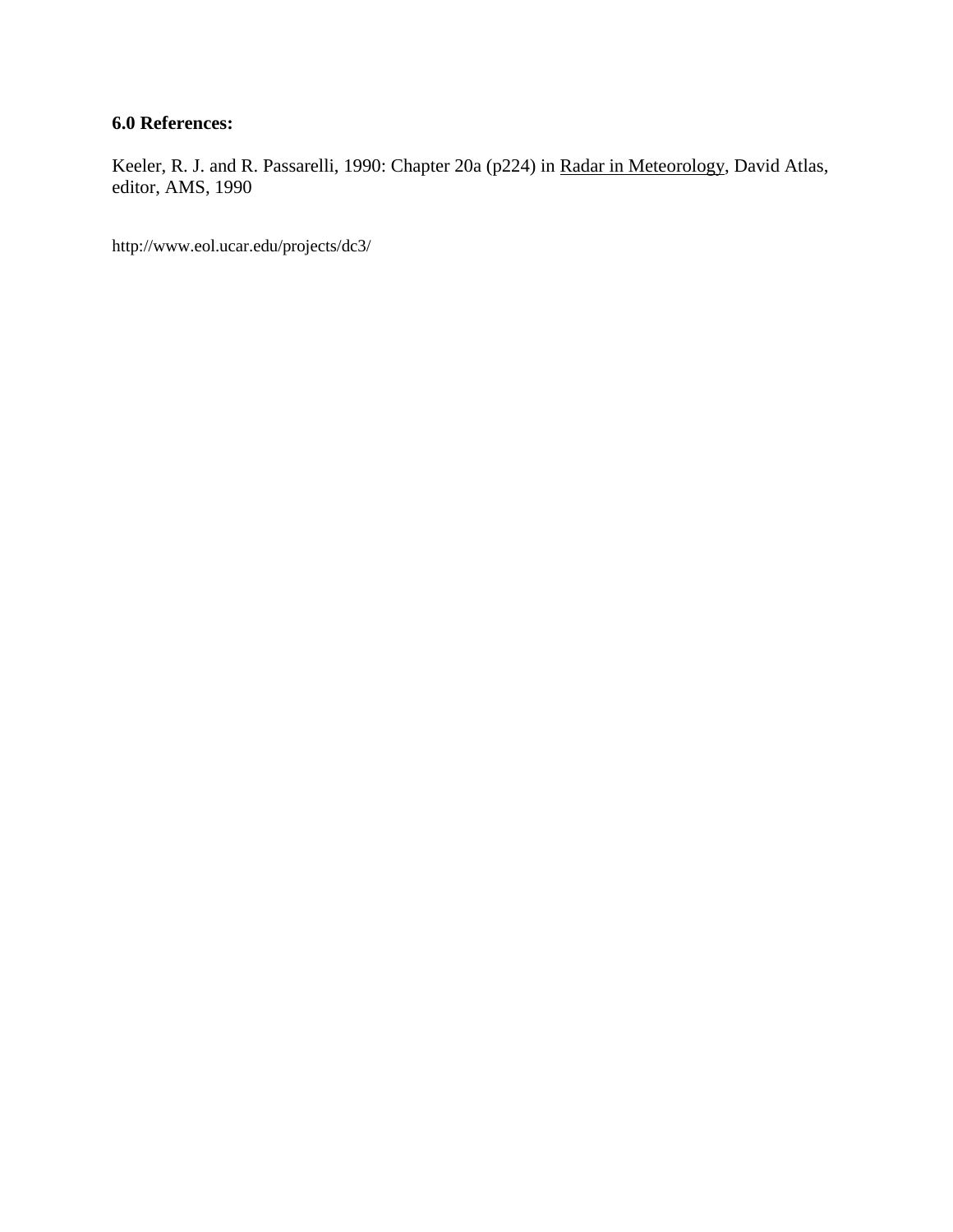### 6.0 References:

Keeler, R. J. and R. Passarelli, 1990: Chapter 20a (p224) in Radar in Meteorology, David Atlas, editor, AMS, 1990

http://www.eol.ucar.edu/projects/dc3/